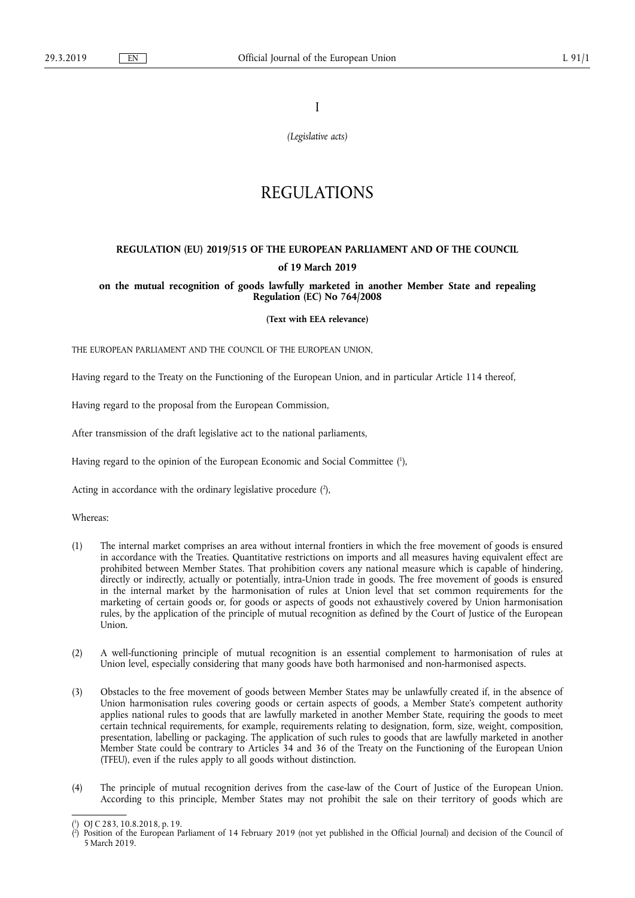I

*(Legislative acts)*

# REGULATIONS

## REGULATION (EU) 2019/515 OF THE EUROPEAN PARLIAMENT AND OF THE COUNCIL

### of 19 March 2019

### on the mutual recognition of goods lawfully marketed in another Member State and repealing Regulation (EC) No 764/2008

**(Text with EEA relevance)**

THE EUROPEAN PARLIAMENT AND THE COUNCIL OF THE EUROPEAN UNION,

Having regard to the Treaty on the Functioning of the European Union, and in particular Article 114 thereof,

Having regard to the proposal from the European Commission,

After transmission of the draft legislative act to the national parliaments,

Having regard to the opinion of the European Economic and Social Committee [1],

Acting in accordance with the ordinary legislative procedure [2],

Whereas:

(1) The internal market comprises an area without internal frontiers in which the free movement of goods is ensured in accordance with the Treaties. Quantitative restrictions on imports and all measures having equivalent effect are prohibited between Member States. That prohibition covers any national measure which is capable of hindering, directly or indirectly, actually or potentially, intra-Union trade in goods. The free movement of goods is ensured in the internal market by the harmonisation of rules at Union level that set common requirements for the marketing of certain goods or, for goods or aspects of goods not exhaustively covered by Union harmonisation rules, by the application of the principle of mutual recognition as defined by the Court of Justice of the European Union.

(2) A well-functioning principle of mutual recognition is an essential complement to harmonisation of rules at Union level, especially considering that many goods have both harmonised and non-harmonised aspects.

(3) Obstacles to the free movement of goods between Member States may be unlawfully created if, in the absence of Union harmonisation rules covering goods or certain aspects of goods, a Member State's competent authority applies national rules to goods that are lawfully marketed in another Member State, requiring the goods to meet certain technical requirements, for example, requirements relating to designation, form, size, weight, composition, presentation, labelling or packaging. The application of such rules to goods that are lawfully marketed in another Member State could be contrary to Articles 34 and 36 of the Treaty on the Functioning of the European Union (TFEU), even if the rules apply to all goods without distinction.

(4) The principle of mutual recognition derives from the case-law of the Court of Justice of the European Union. According to this principle, Member States may not prohibit the sale on their territory of goods which are

---

[1] OJ C 283, 10.8.2018, p. 19.

[2] Position of the European Parliament of 14 February 2019 (not yet published in the Official Journal) and decision of the Council of 5 March 2019.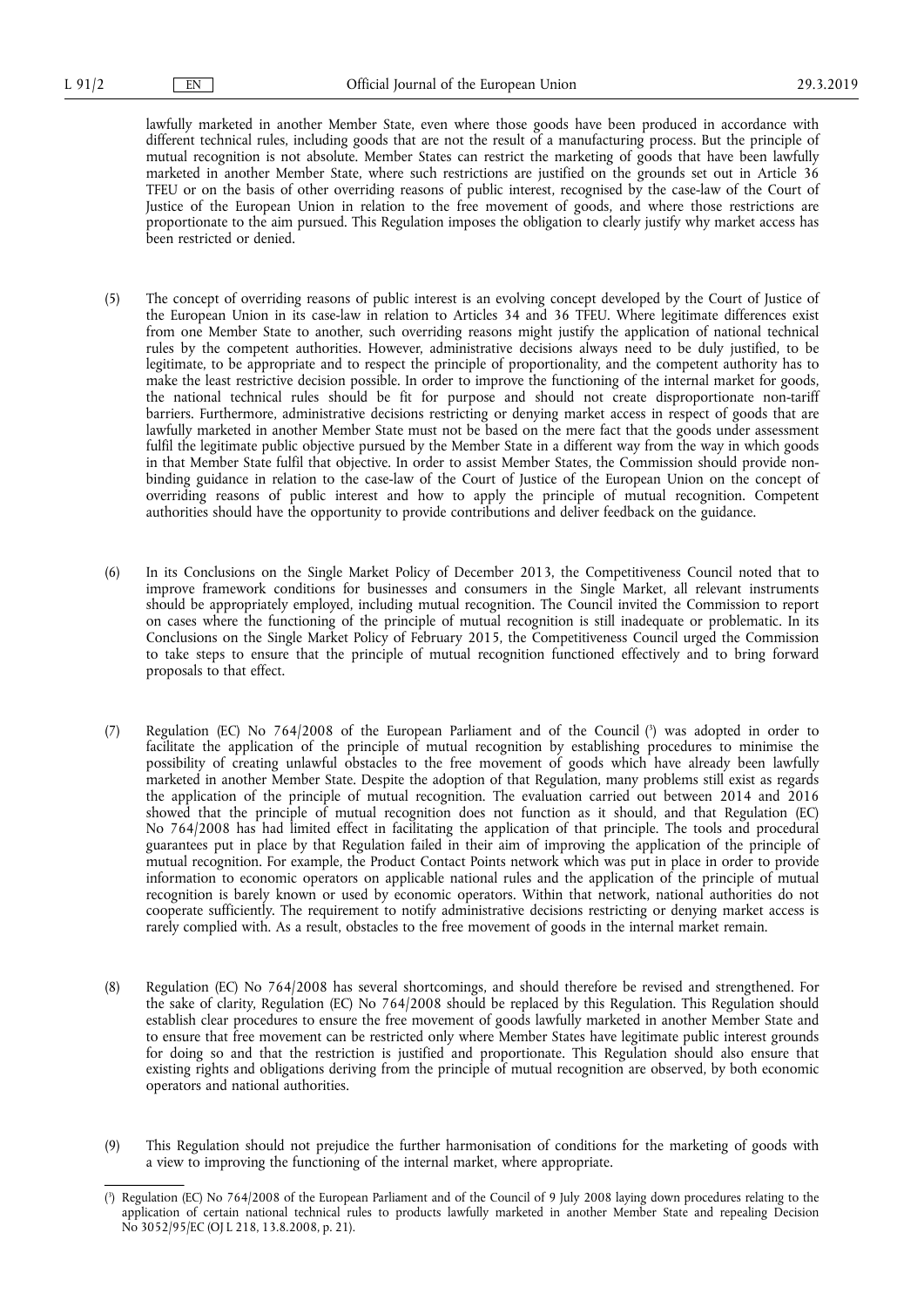lawfully marketed in another Member State, even where those goods have been produced in accordance with different technical rules, including goods that are not the result of a manufacturing process. But the principle of mutual recognition is not absolute. Member States can restrict the marketing of goods that have been lawfully marketed in another Member State, where such restrictions are justified on the grounds set out in Article 36 TFEU or on the basis of other overriding reasons of public interest, recognised by the case-law of the Court of Justice of the European Union in relation to the free movement of goods, and where those restrictions are proportionate to the aim pursued. This Regulation imposes the obligation to clearly justify why market access has been restricted or denied.

(5) The concept of overriding reasons of public interest is an evolving concept developed by the Court of Justice of the European Union in its case-law in relation to Articles 34 and 36 TFEU. Where legitimate differences exist from one Member State to another, such overriding reasons might justify the application of national technical rules by the competent authorities. However, administrative decisions always need to be duly justified, to be legitimate, to be appropriate and to respect the principle of proportionality, and the competent authority has to make the least restrictive decision possible. In order to improve the functioning of the internal market for goods, the national technical rules should be fit for purpose and should not create disproportionate non-tariff barriers. Furthermore, administrative decisions restricting or denying market access in respect of goods that are lawfully marketed in another Member State must not be based on the mere fact that the goods under assessment fulfil the legitimate public objective pursued by the Member State in a different way from the way in which goods in that Member State fulfil that objective. In order to assist Member States, the Commission should provide non-binding guidance in relation to the case-law of the Court of Justice of the European Union on the concept of overriding reasons of public interest and how to apply the principle of mutual recognition. Competent authorities should have the opportunity to provide contributions and deliver feedback on the guidance.

(6) In its Conclusions on the Single Market Policy of December 2013, the Competitiveness Council noted that to improve framework conditions for businesses and consumers in the Single Market, all relevant instruments should be appropriately employed, including mutual recognition. The Council invited the Commission to report on cases where the functioning of the principle of mutual recognition is still inadequate or problematic. In its Conclusions on the Single Market Policy of February 2015, the Competitiveness Council urged the Commission to take steps to ensure that the principle of mutual recognition functioned effectively and to bring forward proposals to that effect.

(7) Regulation (EC) No 764/2008 of the European Parliament and of the Council [3] was adopted in order to facilitate the application of the principle of mutual recognition by establishing procedures to minimise the possibility of creating unlawful obstacles to the free movement of goods which have already been lawfully marketed in another Member State. Despite the adoption of that Regulation, many problems still exist as regards the application of the principle of mutual recognition. The evaluation carried out between 2014 and 2016 showed that the principle of mutual recognition does not function as it should, and that Regulation (EC) No 764/2008 has had limited effect in facilitating the application of that principle. The tools and procedural guarantees put in place by that Regulation failed in their aim of improving the application of the principle of mutual recognition. For example, the Product Contact Points network which was put in place in order to provide information to economic operators on applicable national rules and the application of the principle of mutual recognition is barely known or used by economic operators. Within that network, national authorities do not cooperate sufficiently. The requirement to notify administrative decisions restricting or denying market access is rarely complied with. As a result, obstacles to the free movement of goods in the internal market remain.

(8) Regulation (EC) No 764/2008 has several shortcomings, and should therefore be revised and strengthened. For the sake of clarity, Regulation (EC) No 764/2008 should be replaced by this Regulation. This Regulation should establish clear procedures to ensure the free movement of goods lawfully marketed in another Member State and to ensure that free movement can be restricted only where Member States have legitimate public interest grounds for doing so and that the restriction is justified and proportionate. This Regulation should also ensure that existing rights and obligations deriving from the principle of mutual recognition are observed, by both economic operators and national authorities.

(9) This Regulation should not prejudice the further harmonisation of conditions for the marketing of goods with a view to improving the functioning of the internal market, where appropriate.

---

[3] Regulation (EC) No 764/2008 of the European Parliament and of the Council of 9 July 2008 laying down procedures relating to the application of certain national technical rules to products lawfully marketed in another Member State and repealing Decision No 3052/95/EC (OJ L 218, 13.8.2008, p. 21).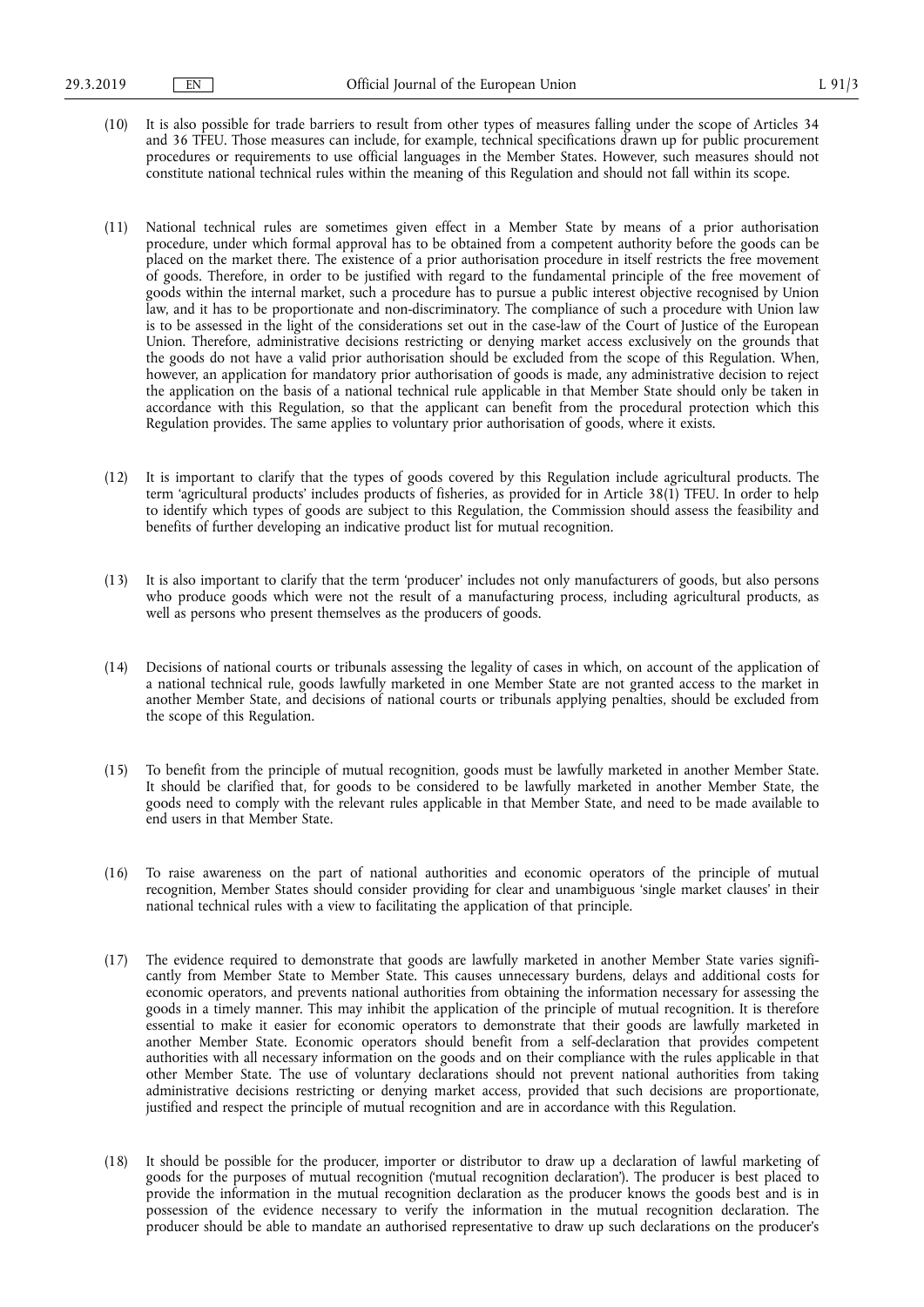(10) It is also possible for trade barriers to result from other types of measures falling under the scope of Articles 34 and 36 TFEU. Those measures can include, for example, technical specifications drawn up for public procurement procedures or requirements to use official languages in the Member States. However, such measures should not constitute national technical rules within the meaning of this Regulation and should not fall within its scope.

(11) National technical rules are sometimes given effect in a Member State by means of a prior authorisation procedure, under which formal approval has to be obtained from a competent authority before the goods can be placed on the market there. The existence of a prior authorisation procedure in itself restricts the free movement of goods. Therefore, in order to be justified with regard to the fundamental principle of the free movement of goods within the internal market, such a procedure has to pursue a public interest objective recognised by Union law, and it has to be proportionate and non-discriminatory. The compliance of such a procedure with Union law is to be assessed in the light of the considerations set out in the case-law of the Court of Justice of the European Union. Therefore, administrative decisions restricting or denying market access exclusively on the grounds that the goods do not have a valid prior authorisation should be excluded from the scope of this Regulation. When, however, an application for mandatory prior authorisation of goods is made, any administrative decision to reject the application on the basis of a national technical rule applicable in that Member State should only be taken in accordance with this Regulation, so that the applicant can benefit from the procedural protection which this Regulation provides. The same applies to voluntary prior authorisation of goods, where it exists.

(12) It is important to clarify that the types of goods covered by this Regulation include agricultural products. The term 'agricultural products' includes products of fisheries, as provided for in Article 38(1) TFEU. In order to help to identify which types of goods are subject to this Regulation, the Commission should assess the feasibility and benefits of further developing an indicative product list for mutual recognition.

(13) It is also important to clarify that the term 'producer' includes not only manufacturers of goods, but also persons who produce goods which were not the result of a manufacturing process, including agricultural products, as well as persons who present themselves as the producers of goods.

(14) Decisions of national courts or tribunals assessing the legality of cases in which, on account of the application of a national technical rule, goods lawfully marketed in one Member State are not granted access to the market in another Member State, and decisions of national courts or tribunals applying penalties, should be excluded from the scope of this Regulation.

(15) To benefit from the principle of mutual recognition, goods must be lawfully marketed in another Member State. It should be clarified that, for goods to be considered to be lawfully marketed in another Member State, the goods need to comply with the relevant rules applicable in that Member State, and need to be made available to end users in that Member State.

(16) To raise awareness on the part of national authorities and economic operators of the principle of mutual recognition, Member States should consider providing for clear and unambiguous 'single market clauses' in their national technical rules with a view to facilitating the application of that principle.

(17) The evidence required to demonstrate that goods are lawfully marketed in another Member State varies significantly from Member State to Member State. This causes unnecessary burdens, delays and additional costs for economic operators, and prevents national authorities from obtaining the information necessary for assessing the goods in a timely manner. This may inhibit the application of the principle of mutual recognition. It is therefore essential to make it easier for economic operators to demonstrate that their goods are lawfully marketed in another Member State. Economic operators should benefit from a self-declaration that provides competent authorities with all necessary information on the goods and on their compliance with the rules applicable in that other Member State. The use of voluntary declarations should not prevent national authorities from taking administrative decisions restricting or denying market access, provided that such decisions are proportionate, justified and respect the principle of mutual recognition and are in accordance with this Regulation.

(18) It should be possible for the producer, importer or distributor to draw up a declaration of lawful marketing of goods for the purposes of mutual recognition ('mutual recognition declaration'). The producer is best placed to provide the information in the mutual recognition declaration as the producer knows the goods best and is in possession of the evidence necessary to verify the information in the mutual recognition declaration. The producer should be able to mandate an authorised representative to draw up such declarations on the producer's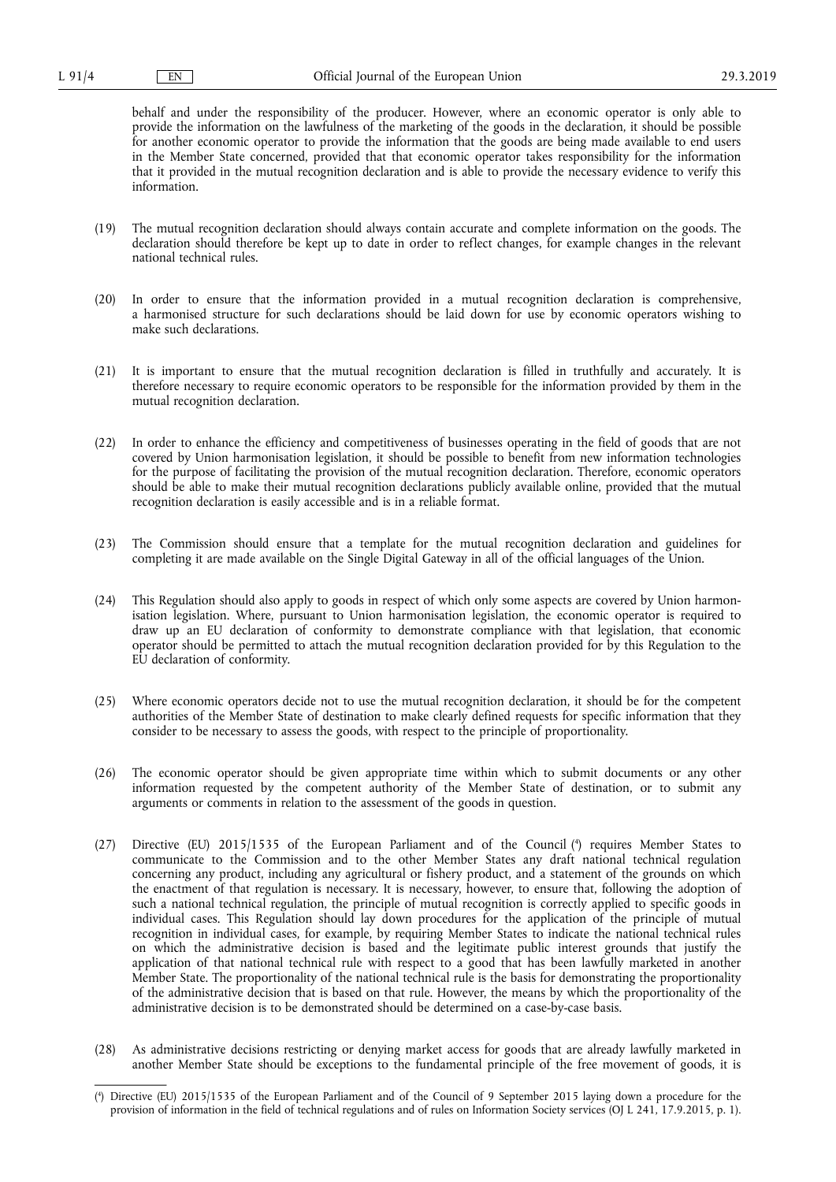behalf and under the responsibility of the producer. However, where an economic operator is only able to provide the information on the lawfulness of the marketing of the goods in the declaration, it should be possible for another economic operator to provide the information that the goods are being made available to end users in the Member State concerned, provided that that economic operator takes responsibility for the information that it provided in the mutual recognition declaration and is able to provide the necessary evidence to verify this information.

(19) The mutual recognition declaration should always contain accurate and complete information on the goods. The declaration should therefore be kept up to date in order to reflect changes, for example changes in the relevant national technical rules.

(20) In order to ensure that the information provided in a mutual recognition declaration is comprehensive, a harmonised structure for such declarations should be laid down for use by economic operators wishing to make such declarations.

(21) It is important to ensure that the mutual recognition declaration is filled in truthfully and accurately. It is therefore necessary to require economic operators to be responsible for the information provided by them in the mutual recognition declaration.

(22) In order to enhance the efficiency and competitiveness of businesses operating in the field of goods that are not covered by Union harmonisation legislation, it should be possible to benefit from new information technologies for the purpose of facilitating the provision of the mutual recognition declaration. Therefore, economic operators should be able to make their mutual recognition declarations publicly available online, provided that the mutual recognition declaration is easily accessible and is in a reliable format.

(23) The Commission should ensure that a template for the mutual recognition declaration and guidelines for completing it are made available on the Single Digital Gateway in all of the official languages of the Union.

(24) This Regulation should also apply to goods in respect of which only some aspects are covered by Union harmonisation legislation. Where, pursuant to Union harmonisation legislation, the economic operator is required to draw up an EU declaration of conformity to demonstrate compliance with that legislation, that economic operator should be permitted to attach the mutual recognition declaration provided for by this Regulation to the EU declaration of conformity.

(25) Where economic operators decide not to use the mutual recognition declaration, it should be for the competent authorities of the Member State of destination to make clearly defined requests for specific information that they consider to be necessary to assess the goods, with respect to the principle of proportionality.

(26) The economic operator should be given appropriate time within which to submit documents or any other information requested by the competent authority of the Member State of destination, or to submit any arguments or comments in relation to the assessment of the goods in question.

(27) Directive (EU) 2015/1535 of the European Parliament and of the Council [4] requires Member States to communicate to the Commission and to the other Member States any draft national technical regulation concerning any product, including any agricultural or fishery product, and a statement of the grounds on which the enactment of that regulation is necessary. It is necessary, however, to ensure that, following the adoption of such a national technical regulation, the principle of mutual recognition is correctly applied to specific goods in individual cases. This Regulation should lay down procedures for the application of the principle of mutual recognition in individual cases, for example, by requiring Member States to indicate the national technical rules on which the administrative decision is based and the legitimate public interest grounds that justify the application of that national technical rule with respect to a good that has been lawfully marketed in another Member State. The proportionality of the national technical rule is the basis for demonstrating the proportionality of the administrative decision that is based on that rule. However, the means by which the proportionality of the administrative decision is to be demonstrated should be determined on a case-by-case basis.

(28) As administrative decisions restricting or denying market access for goods that are already lawfully marketed in another Member State should be exceptions to the fundamental principle of the free movement of goods, it is

[4] Directive (EU) 2015/1535 of the European Parliament and of the Council of 9 September 2015 laying down a procedure for the provision of information in the field of technical regulations and of rules on Information Society services (OJ L 241, 17.9.2015, p. 1).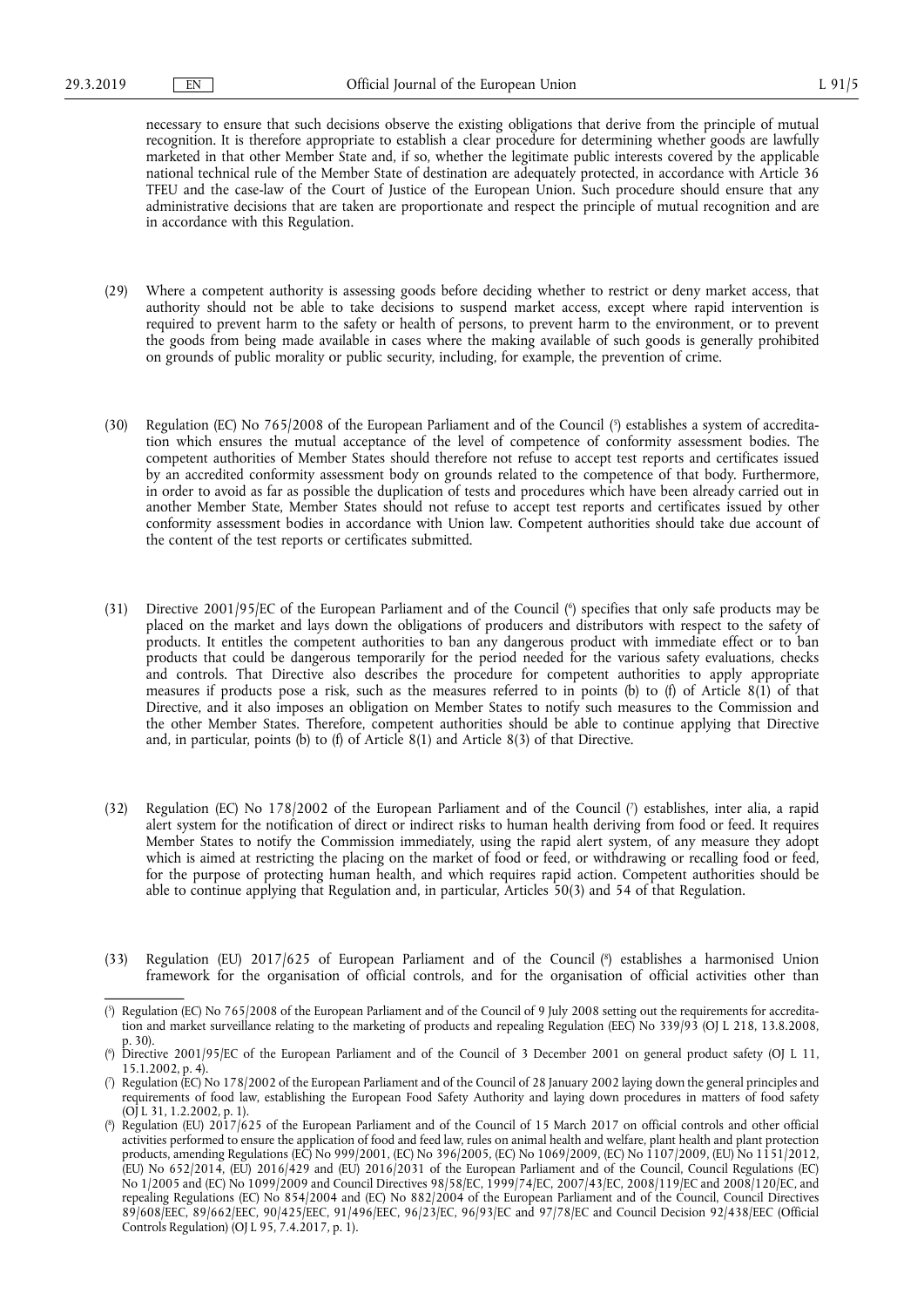necessary to ensure that such decisions observe the existing obligations that derive from the principle of mutual recognition. It is therefore appropriate to establish a clear procedure for determining whether goods are lawfully marketed in that other Member State and, if so, whether the legitimate public interests covered by the applicable national technical rule of the Member State of destination are adequately protected, in accordance with Article 36 TFEU and the case-law of the Court of Justice of the European Union. Such procedure should ensure that any administrative decisions that are taken are proportionate and respect the principle of mutual recognition and are in accordance with this Regulation.

(29) Where a competent authority is assessing goods before deciding whether to restrict or deny market access, that authority should not be able to take decisions to suspend market access, except where rapid intervention is required to prevent harm to the safety or health of persons, to prevent harm to the environment, or to prevent the goods from being made available in cases where the making available of such goods is generally prohibited on grounds of public morality or public security, including, for example, the prevention of crime.

(30) Regulation (EC) No 765/2008 of the European Parliament and of the Council [5] establishes a system of accreditation which ensures the mutual acceptance of the level of competence of conformity assessment bodies. The competent authorities of Member States should therefore not refuse to accept test reports and certificates issued by an accredited conformity assessment body on grounds related to the competence of that body. Furthermore, in order to avoid as far as possible the duplication of tests and procedures which have been already carried out in another Member State, Member States should not refuse to accept test reports and certificates issued by other conformity assessment bodies in accordance with Union law. Competent authorities should take due account of the content of the test reports or certificates submitted.

(31) Directive 2001/95/EC of the European Parliament and of the Council [6] specifies that only safe products may be placed on the market and lays down the obligations of producers and distributors with respect to the safety of products. It entitles the competent authorities to ban any dangerous product with immediate effect or to ban products that could be dangerous temporarily for the period needed for the various safety evaluations, checks and controls. That Directive also describes the procedure for competent authorities to apply appropriate measures if products pose a risk, such as the measures referred to in points (b) to (f) of Article 8(1) of that Directive, and it also imposes an obligation on Member States to notify such measures to the Commission and the other Member States. Therefore, competent authorities should be able to continue applying that Directive and, in particular, points (b) to (f) of Article 8(1) and Article 8(3) of that Directive.

(32) Regulation (EC) No 178/2002 of the European Parliament and of the Council [7] establishes, inter alia, a rapid alert system for the notification of direct or indirect risks to human health deriving from food or feed. It requires Member States to notify the Commission immediately, using the rapid alert system, of any measure they adopt which is aimed at restricting the placing on the market of food or feed, or withdrawing or recalling food or feed, for the purpose of protecting human health, and which requires rapid action. Competent authorities should be able to continue applying that Regulation and, in particular, Articles 50(3) and 54 of that Regulation.

(33) Regulation (EU) 2017/625 of European Parliament and of the Council [8] establishes a harmonised Union framework for the organisation of official controls, and for the organisation of official activities other than

---

[5] Regulation (EC) No 765/2008 of the European Parliament and of the Council of 9 July 2008 setting out the requirements for accreditation and market surveillance relating to the marketing of products and repealing Regulation (EEC) No 339/93 (OJ L 218, 13.8.2008, p. 30).

[6] Directive 2001/95/EC of the European Parliament and of the Council of 3 December 2001 on general product safety (OJ L 11, 15.1.2002, p. 4).

[7] Regulation (EC) No 178/2002 of the European Parliament and of the Council of 28 January 2002 laying down the general principles and requirements of food law, establishing the European Food Safety Authority and laying down procedures in matters of food safety (OJ L 31, 1.2.2002, p. 1).

[8] Regulation (EU) 2017/625 of the European Parliament and of the Council of 15 March 2017 on official controls and other official activities performed to ensure the application of food and feed law, rules on animal health and welfare, plant health and plant protection products, amending Regulations (EC) No 999/2001, (EC) No 396/2005, (EC) No 1069/2009, (EC) No 1107/2009, (EU) No 1151/2012, (EU) No 652/2014, (EU) 2016/429 and (EU) 2016/2031 of the European Parliament and of the Council, Council Regulations (EC) No 1/2005 and (EC) No 1099/2009 and Council Directives 98/58/EC, 1999/74/EC, 2007/43/EC, 2008/119/EC and 2008/120/EC, and repealing Regulations (EC) No 854/2004 and (EC) No 882/2004 of the European Parliament and of the Council, Council Directives 89/608/EEC, 89/662/EEC, 90/425/EEC, 91/496/EEC, 96/23/EC, 96/93/EC and 97/78/EC and Council Decision 92/438/EEC (Official Controls Regulation) (OJ L 95, 7.4.2017, p. 1).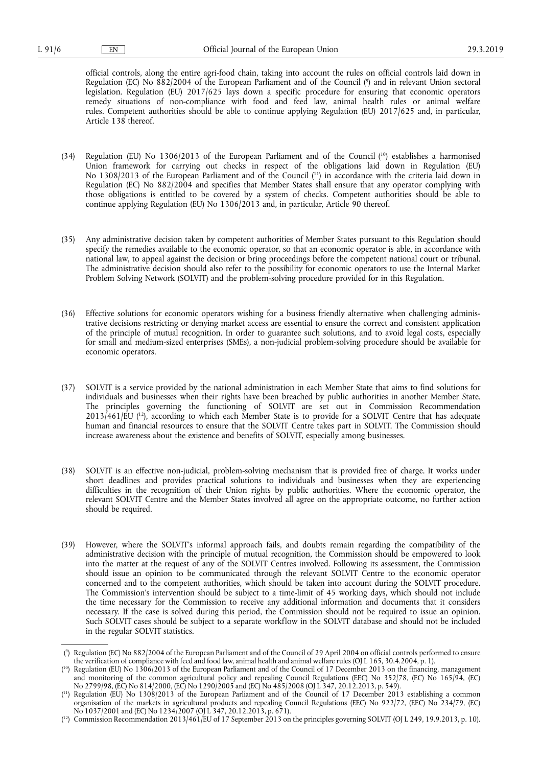official controls, along the entire agri-food chain, taking into account the rules on official controls laid down in Regulation (EC) No 882/2004 of the European Parliament and of the Council ([9]) and in relevant Union sectoral legislation. Regulation (EU) 2017/625 lays down a specific procedure for ensuring that economic operators remedy situations of non-compliance with food and feed law, animal health rules or animal welfare rules. Competent authorities should be able to continue applying Regulation (EU) 2017/625 and, in particular, Article 138 thereof.

(34) Regulation (EU) No 1306/2013 of the European Parliament and of the Council ([10]) establishes a harmonised Union framework for carrying out checks in respect of the obligations laid down in Regulation (EU) No 1308/2013 of the European Parliament and of the Council ([11]) in accordance with the criteria laid down in Regulation (EC) No 882/2004 and specifies that Member States shall ensure that any operator complying with those obligations is entitled to be covered by a system of checks. Competent authorities should be able to continue applying Regulation (EU) No 1306/2013 and, in particular, Article 90 thereof.

(35) Any administrative decision taken by competent authorities of Member States pursuant to this Regulation should specify the remedies available to the economic operator, so that an economic operator is able, in accordance with national law, to appeal against the decision or bring proceedings before the competent national court or tribunal. The administrative decision should also refer to the possibility for economic operators to use the Internal Market Problem Solving Network (SOLVIT) and the problem-solving procedure provided for in this Regulation.

(36) Effective solutions for economic operators wishing for a business friendly alternative when challenging administrative decisions restricting or denying market access are essential to ensure the correct and consistent application of the principle of mutual recognition. In order to guarantee such solutions, and to avoid legal costs, especially for small and medium-sized enterprises (SMEs), a non-judicial problem-solving procedure should be available for economic operators.

(37) SOLVIT is a service provided by the national administration in each Member State that aims to find solutions for individuals and businesses when their rights have been breached by public authorities in another Member State. The principles governing the functioning of SOLVIT are set out in Commission Recommendation 2013/461/EU ([12]), according to which each Member State is to provide for a SOLVIT Centre that has adequate human and financial resources to ensure that the SOLVIT Centre takes part in SOLVIT. The Commission should increase awareness about the existence and benefits of SOLVIT, especially among businesses.

(38) SOLVIT is an effective non-judicial, problem-solving mechanism that is provided free of charge. It works under short deadlines and provides practical solutions to individuals and businesses when they are experiencing difficulties in the recognition of their Union rights by public authorities. Where the economic operator, the relevant SOLVIT Centre and the Member States involved all agree on the appropriate outcome, no further action should be required.

(39) However, where the SOLVIT's informal approach fails, and doubts remain regarding the compatibility of the administrative decision with the principle of mutual recognition, the Commission should be empowered to look into the matter at the request of any of the SOLVIT Centres involved. Following its assessment, the Commission should issue an opinion to be communicated through the relevant SOLVIT Centre to the economic operator concerned and to the competent authorities, which should be taken into account during the SOLVIT procedure. The Commission's intervention should be subject to a time-limit of 45 working days, which should not include the time necessary for the Commission to receive any additional information and documents that it considers necessary. If the case is solved during this period, the Commission should not be required to issue an opinion. Such SOLVIT cases should be subject to a separate workflow in the SOLVIT database and should not be included in the regular SOLVIT statistics.

---

([9]) Regulation (EC) No 882/2004 of the European Parliament and of the Council of 29 April 2004 on official controls performed to ensure the verification of compliance with feed and food law, animal health and animal welfare rules (OJ L 165, 30.4.2004, p. 1).

([10]) Regulation (EU) No 1306/2013 of the European Parliament and of the Council of 17 December 2013 on the financing, management and monitoring of the common agricultural policy and repealing Council Regulations (EEC) No 352/78, (EC) No 165/94, (EC) No 2799/98, (EC) No 814/2000, (EC) No 1290/2005 and (EC) No 485/2008 (OJ L 347, 20.12.2013, p. 549).

([11]) Regulation (EU) No 1308/2013 of the European Parliament and of the Council of 17 December 2013 establishing a common organisation of the markets in agricultural products and repealing Council Regulations (EEC) No 922/72, (EEC) No 234/79, (EC) No 1037/2001 and (EC) No 1234/2007 (OJ L 347, 20.12.2013, p. 671).

([12]) Commission Recommendation 2013/461/EU of 17 September 2013 on the principles governing SOLVIT (OJ L 249, 19.9.2013, p. 10).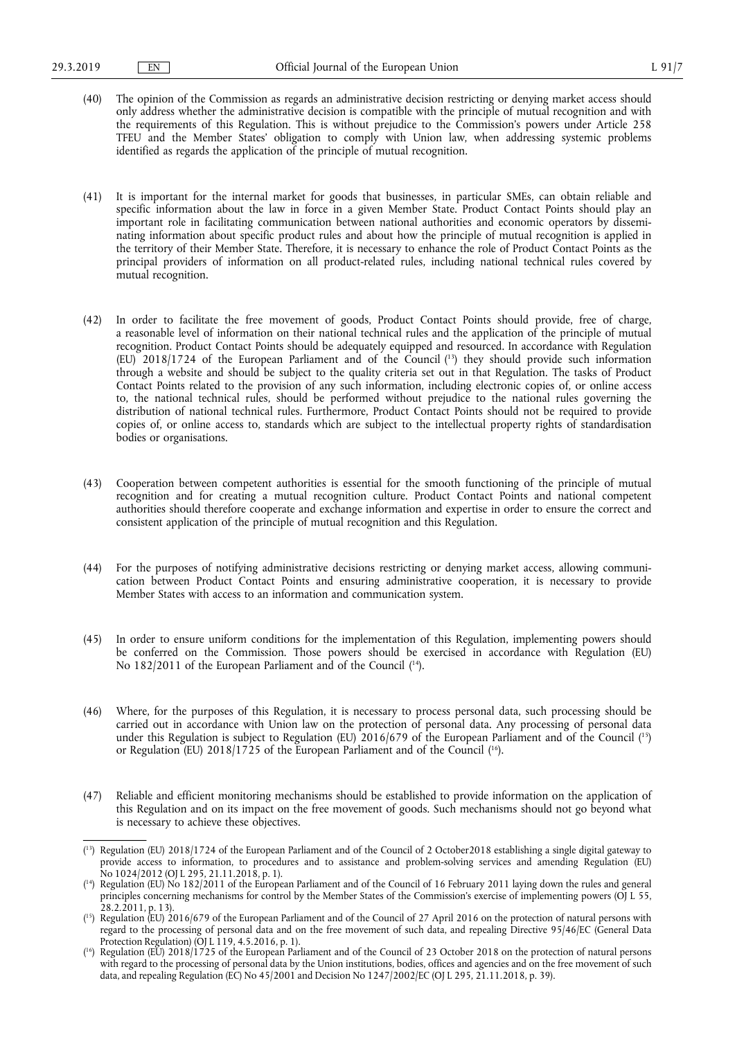(40) The opinion of the Commission as regards an administrative decision restricting or denying market access should only address whether the administrative decision is compatible with the principle of mutual recognition and with the requirements of this Regulation. This is without prejudice to the Commission's powers under Article 258 TFEU and the Member States' obligation to comply with Union law, when addressing systemic problems identified as regards the application of the principle of mutual recognition.

(41) It is important for the internal market for goods that businesses, in particular SMEs, can obtain reliable and specific information about the law in force in a given Member State. Product Contact Points should play an important role in facilitating communication between national authorities and economic operators by disseminating information about specific product rules and about how the principle of mutual recognition is applied in the territory of their Member State. Therefore, it is necessary to enhance the role of Product Contact Points as the principal providers of information on all product-related rules, including national technical rules covered by mutual recognition.

(42) In order to facilitate the free movement of goods, Product Contact Points should provide, free of charge, a reasonable level of information on their national technical rules and the application of the principle of mutual recognition. Product Contact Points should be adequately equipped and resourced. In accordance with Regulation (EU) 2018/1724 of the European Parliament and of the Council [13] they should provide such information through a website and should be subject to the quality criteria set out in that Regulation. The tasks of Product Contact Points related to the provision of any such information, including electronic copies of, or online access to, the national technical rules, should be performed without prejudice to the national rules governing the distribution of national technical rules. Furthermore, Product Contact Points should not be required to provide copies of, or online access to, standards which are subject to the intellectual property rights of standardisation bodies or organisations.

(43) Cooperation between competent authorities is essential for the smooth functioning of the principle of mutual recognition and for creating a mutual recognition culture. Product Contact Points and national competent authorities should therefore cooperate and exchange information and expertise in order to ensure the correct and consistent application of the principle of mutual recognition and this Regulation.

(44) For the purposes of notifying administrative decisions restricting or denying market access, allowing communication between Product Contact Points and ensuring administrative cooperation, it is necessary to provide Member States with access to an information and communication system.

(45) In order to ensure uniform conditions for the implementation of this Regulation, implementing powers should be conferred on the Commission. Those powers should be exercised in accordance with Regulation (EU) No 182/2011 of the European Parliament and of the Council [14].

(46) Where, for the purposes of this Regulation, it is necessary to process personal data, such processing should be carried out in accordance with Union law on the protection of personal data. Any processing of personal data under this Regulation is subject to Regulation (EU) 2016/679 of the European Parliament and of the Council [15] or Regulation (EU) 2018/1725 of the European Parliament and of the Council [16].

(47) Reliable and efficient monitoring mechanisms should be established to provide information on the application of this Regulation and on its impact on the free movement of goods. Such mechanisms should not go beyond what is necessary to achieve these objectives.

---

[13] Regulation (EU) 2018/1724 of the European Parliament and of the Council of 2 October2018 establishing a single digital gateway to provide access to information, to procedures and to assistance and problem-solving services and amending Regulation (EU) No 1024/2012 (OJ L 295, 21.11.2018, p. 1).

[14] Regulation (EU) No 182/2011 of the European Parliament and of the Council of 16 February 2011 laying down the rules and general principles concerning mechanisms for control by the Member States of the Commission's exercise of implementing powers (OJ L 55, 28.2.2011, p. 13).

[15] Regulation (EU) 2016/679 of the European Parliament and of the Council of 27 April 2016 on the protection of natural persons with regard to the processing of personal data and on the free movement of such data, and repealing Directive 95/46/EC (General Data Protection Regulation) (OJ L 119, 4.5.2016, p. 1).

[16] Regulation (EU) 2018/1725 of the European Parliament and of the Council of 23 October 2018 on the protection of natural persons with regard to the processing of personal data by the Union institutions, bodies, offices and agencies and on the free movement of such data, and repealing Regulation (EC) No 45/2001 and Decision No 1247/2002/EC (OJ L 295, 21.11.2018, p. 39).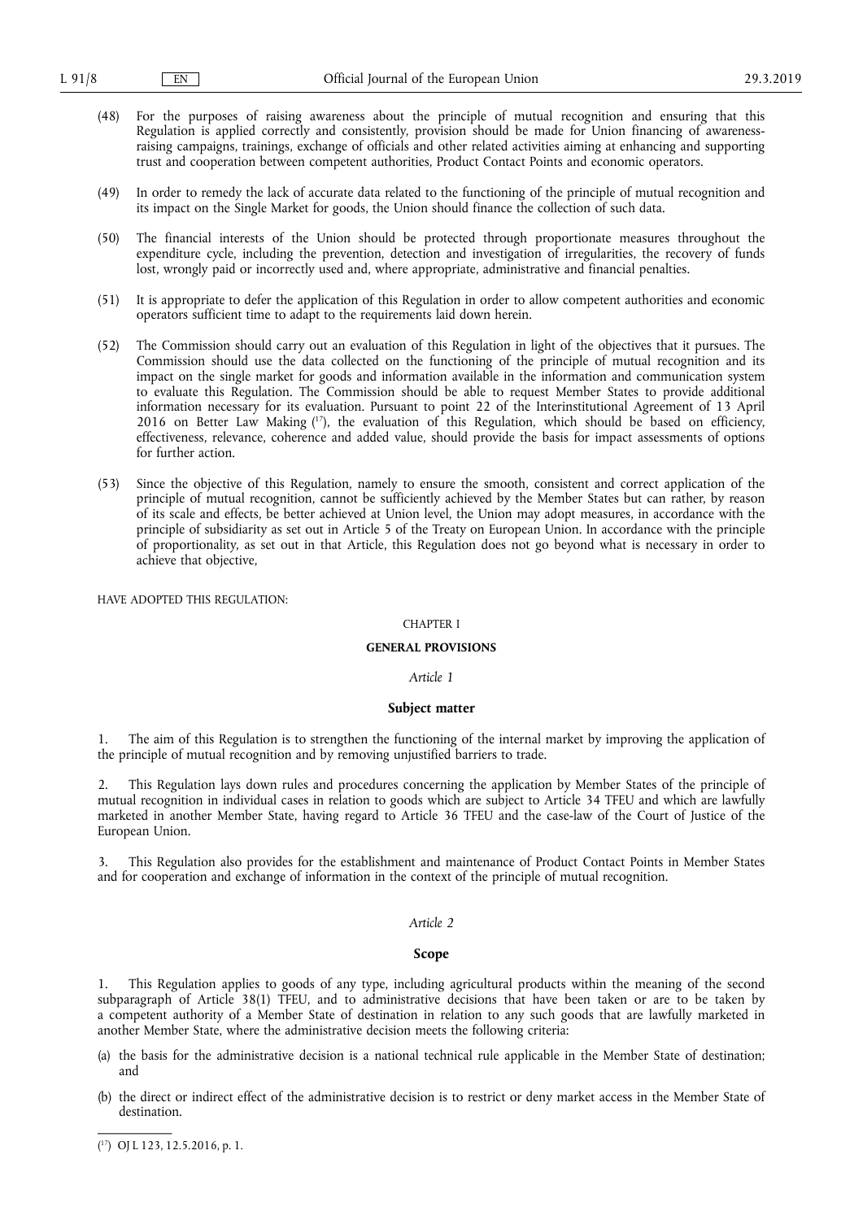(48) For the purposes of raising awareness about the principle of mutual recognition and ensuring that this Regulation is applied correctly and consistently, provision should be made for Union financing of awareness-raising campaigns, trainings, exchange of officials and other related activities aiming at enhancing and supporting trust and cooperation between competent authorities, Product Contact Points and economic operators.

(49) In order to remedy the lack of accurate data related to the functioning of the principle of mutual recognition and its impact on the Single Market for goods, the Union should finance the collection of such data.

(50) The financial interests of the Union should be protected through proportionate measures throughout the expenditure cycle, including the prevention, detection and investigation of irregularities, the recovery of funds lost, wrongly paid or incorrectly used and, where appropriate, administrative and financial penalties.

(51) It is appropriate to defer the application of this Regulation in order to allow competent authorities and economic operators sufficient time to adapt to the requirements laid down herein.

(52) The Commission should carry out an evaluation of this Regulation in light of the objectives that it pursues. The Commission should use the data collected on the functioning of the principle of mutual recognition and its impact on the single market for goods and information available in the information and communication system to evaluate this Regulation. The Commission should be able to request Member States to provide additional information necessary for its evaluation. Pursuant to point 22 of the Interinstitutional Agreement of 13 April 2016 on Better Law Making [17], the evaluation of this Regulation, which should be based on efficiency, effectiveness, relevance, coherence and added value, should provide the basis for impact assessments of options for further action.

(53) Since the objective of this Regulation, namely to ensure the smooth, consistent and correct application of the principle of mutual recognition, cannot be sufficiently achieved by the Member States but can rather, by reason of its scale and effects, be better achieved at Union level, the Union may adopt measures, in accordance with the principle of subsidiarity as set out in Article 5 of the Treaty on European Union. In accordance with the principle of proportionality, as set out in that Article, this Regulation does not go beyond what is necessary in order to achieve that objective,

HAVE ADOPTED THIS REGULATION:

## CHAPTER I

## GENERAL PROVISIONS

### *Article 1*

### Subject matter

1. The aim of this Regulation is to strengthen the functioning of the internal market by improving the application of the principle of mutual recognition and by removing unjustified barriers to trade.

2. This Regulation lays down rules and procedures concerning the application by Member States of the principle of mutual recognition in individual cases in relation to goods which are subject to Article 34 TFEU and which are lawfully marketed in another Member State, having regard to Article 36 TFEU and the case-law of the Court of Justice of the European Union.

3. This Regulation also provides for the establishment and maintenance of Product Contact Points in Member States and for cooperation and exchange of information in the context of the principle of mutual recognition.

### *Article 2*

### Scope

1. This Regulation applies to goods of any type, including agricultural products within the meaning of the second subparagraph of Article 38(1) TFEU, and to administrative decisions that have been taken or are to be taken by a competent authority of a Member State of destination in relation to any such goods that are lawfully marketed in another Member State, where the administrative decision meets the following criteria:

(a) the basis for the administrative decision is a national technical rule applicable in the Member State of destination; and

(b) the direct or indirect effect of the administrative decision is to restrict or deny market access in the Member State of destination.

---

[17] OJ L 123, 12.5.2016, p. 1.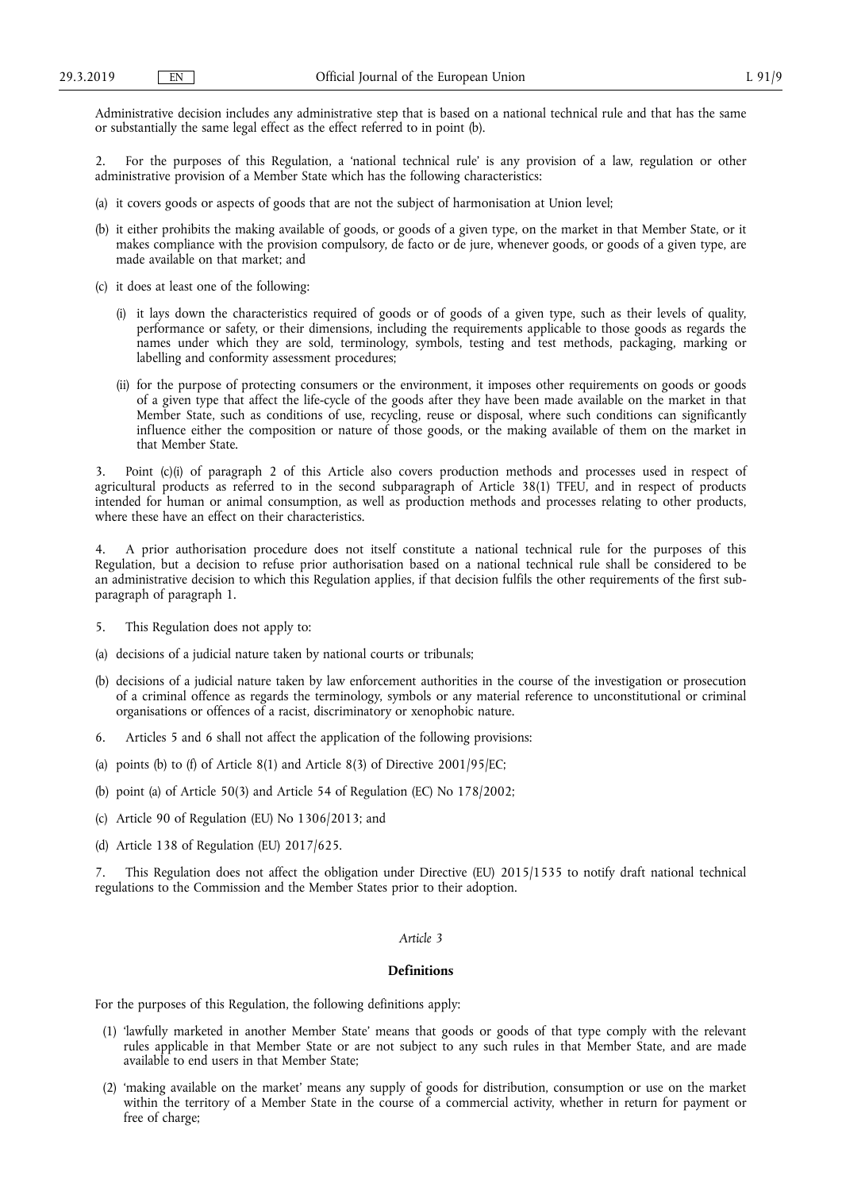Administrative decision includes any administrative step that is based on a national technical rule and that has the same or substantially the same legal effect as the effect referred to in point (b).

2. For the purposes of this Regulation, a 'national technical rule' is any provision of a law, regulation or other administrative provision of a Member State which has the following characteristics:

(a) it covers goods or aspects of goods that are not the subject of harmonisation at Union level;

(b) it either prohibits the making available of goods, or goods of a given type, on the market in that Member State, or it makes compliance with the provision compulsory, de facto or de jure, whenever goods, or goods of a given type, are made available on that market; and

(c) it does at least one of the following:

   (i) it lays down the characteristics required of goods or of goods of a given type, such as their levels of quality, performance or safety, or their dimensions, including the requirements applicable to those goods as regards the names under which they are sold, terminology, symbols, testing and test methods, packaging, marking or labelling and conformity assessment procedures;

   (ii) for the purpose of protecting consumers or the environment, it imposes other requirements on goods or goods of a given type that affect the life-cycle of the goods after they have been made available on the market in that Member State, such as conditions of use, recycling, reuse or disposal, where such conditions can significantly influence either the composition or nature of those goods, or the making available of them on the market in that Member State.

3. Point (c)(i) of paragraph 2 of this Article also covers production methods and processes used in respect of agricultural products as referred to in the second subparagraph of Article 38(1) TFEU, and in respect of products intended for human or animal consumption, as well as production methods and processes relating to other products, where these have an effect on their characteristics.

4. A prior authorisation procedure does not itself constitute a national technical rule for the purposes of this Regulation, but a decision to refuse prior authorisation based on a national technical rule shall be considered to be an administrative decision to which this Regulation applies, if that decision fulfils the other requirements of the first subparagraph of paragraph 1.

5. This Regulation does not apply to:

(a) decisions of a judicial nature taken by national courts or tribunals;

(b) decisions of a judicial nature taken by law enforcement authorities in the course of the investigation or prosecution of a criminal offence as regards the terminology, symbols or any material reference to unconstitutional or criminal organisations or offences of a racist, discriminatory or xenophobic nature.

6. Articles 5 and 6 shall not affect the application of the following provisions:

(a) points (b) to (f) of Article 8(1) and Article 8(3) of Directive 2001/95/EC;

(b) point (a) of Article 50(3) and Article 54 of Regulation (EC) No 178/2002;

(c) Article 90 of Regulation (EU) No 1306/2013; and

(d) Article 138 of Regulation (EU) 2017/625.

7. This Regulation does not affect the obligation under Directive (EU) 2015/1535 to notify draft national technical regulations to the Commission and the Member States prior to their adoption.

*Article 3*

**Definitions**

For the purposes of this Regulation, the following definitions apply:

(1) 'lawfully marketed in another Member State' means that goods or goods of that type comply with the relevant rules applicable in that Member State or are not subject to any such rules in that Member State, and are made available to end users in that Member State;

(2) 'making available on the market' means any supply of goods for distribution, consumption or use on the market within the territory of a Member State in the course of a commercial activity, whether in return for payment or free of charge;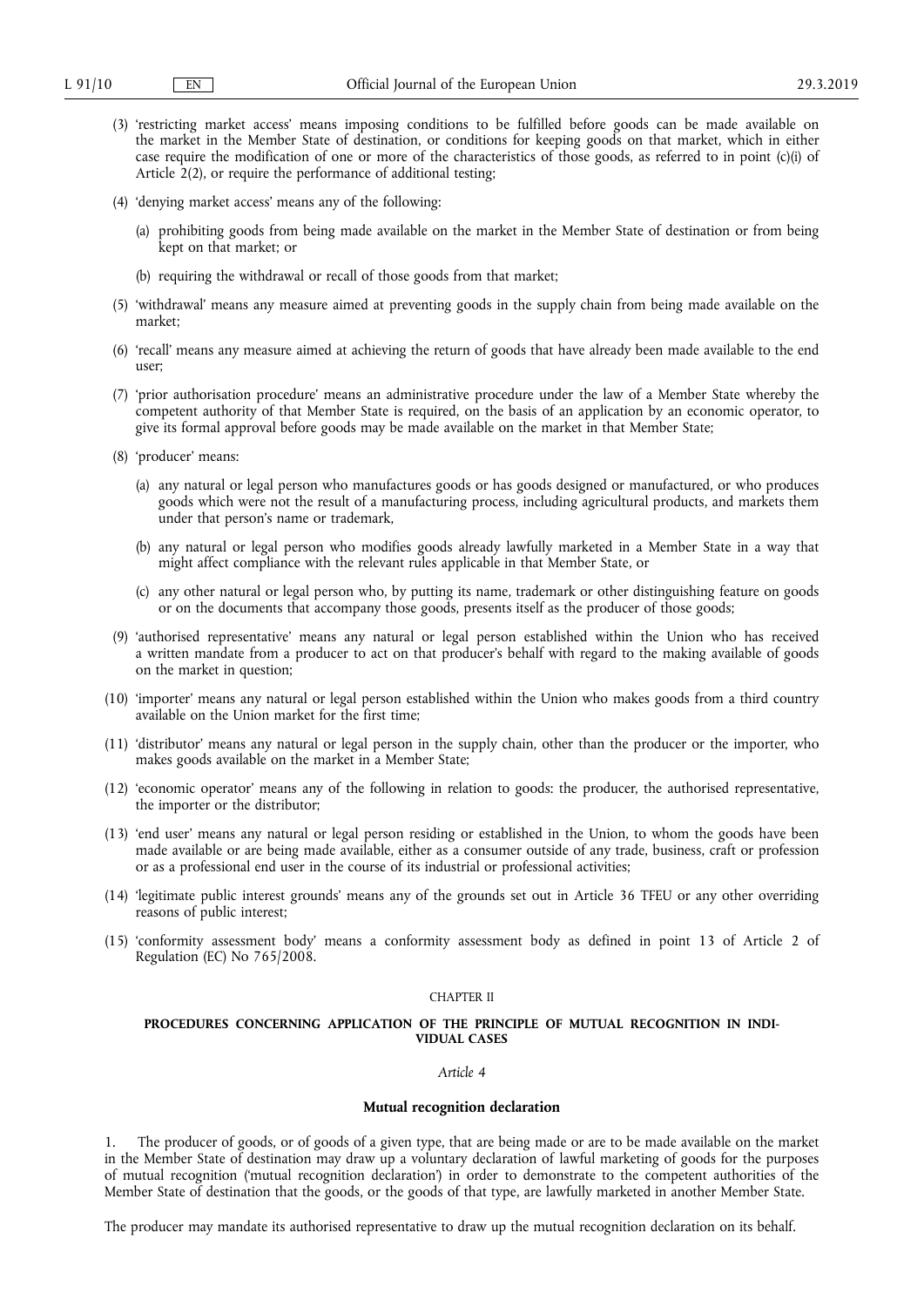(3) 'restricting market access' means imposing conditions to be fulfilled before goods can be made available on the market in the Member State of destination, or conditions for keeping goods on that market, which in either case require the modification of one or more of the characteristics of those goods, as referred to in point (c)(i) of Article 2(2), or require the performance of additional testing;

(4) 'denying market access' means any of the following:

   (a) prohibiting goods from being made available on the market in the Member State of destination or from being kept on that market; or

   (b) requiring the withdrawal or recall of those goods from that market;

(5) 'withdrawal' means any measure aimed at preventing goods in the supply chain from being made available on the market;

(6) 'recall' means any measure aimed at achieving the return of goods that have already been made available to the end user;

(7) 'prior authorisation procedure' means an administrative procedure under the law of a Member State whereby the competent authority of that Member State is required, on the basis of an application by an economic operator, to give its formal approval before goods may be made available on the market in that Member State;

(8) 'producer' means:

   (a) any natural or legal person who manufactures goods or has goods designed or manufactured, or who produces goods which were not the result of a manufacturing process, including agricultural products, and markets them under that person's name or trademark,

   (b) any natural or legal person who modifies goods already lawfully marketed in a Member State in a way that might affect compliance with the relevant rules applicable in that Member State, or

   (c) any other natural or legal person who, by putting its name, trademark or other distinguishing feature on goods or on the documents that accompany those goods, presents itself as the producer of those goods;

(9) 'authorised representative' means any natural or legal person established within the Union who has received a written mandate from a producer to act on that producer's behalf with regard to the making available of goods on the market in question;

(10) 'importer' means any natural or legal person established within the Union who makes goods from a third country available on the Union market for the first time;

(11) 'distributor' means any natural or legal person in the supply chain, other than the producer or the importer, who makes goods available on the market in a Member State;

(12) 'economic operator' means any of the following in relation to goods: the producer, the authorised representative, the importer or the distributor;

(13) 'end user' means any natural or legal person residing or established in the Union, to whom the goods have been made available or are being made available, either as a consumer outside of any trade, business, craft or profession or as a professional end user in the course of its industrial or professional activities;

(14) 'legitimate public interest grounds' means any of the grounds set out in Article 36 TFEU or any other overriding reasons of public interest;

(15) 'conformity assessment body' means a conformity assessment body as defined in point 13 of Article 2 of Regulation (EC) No 765/2008.

CHAPTER II

## PROCEDURES CONCERNING APPLICATION OF THE PRINCIPLE OF MUTUAL RECOGNITION IN INDIVIDUAL CASES

*Article 4*

### Mutual recognition declaration

1. The producer of goods, or of goods of a given type, that are being made or are to be made available on the market in the Member State of destination may draw up a voluntary declaration of lawful marketing of goods for the purposes of mutual recognition ('mutual recognition declaration') in order to demonstrate to the competent authorities of the Member State of destination that the goods, or the goods of that type, are lawfully marketed in another Member State.

The producer may mandate its authorised representative to draw up the mutual recognition declaration on its behalf.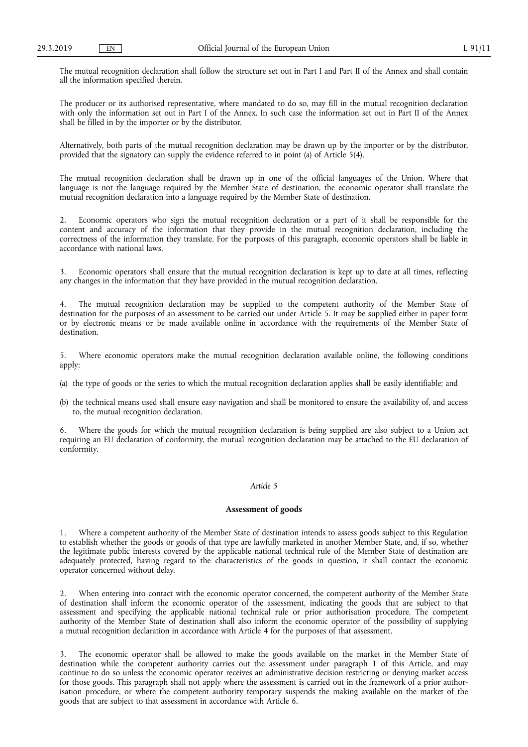The mutual recognition declaration shall follow the structure set out in Part I and Part II of the Annex and shall contain all the information specified therein.

The producer or its authorised representative, where mandated to do so, may fill in the mutual recognition declaration with only the information set out in Part I of the Annex. In such case the information set out in Part II of the Annex shall be filled in by the importer or by the distributor.

Alternatively, both parts of the mutual recognition declaration may be drawn up by the importer or by the distributor, provided that the signatory can supply the evidence referred to in point (a) of Article 5(4).

The mutual recognition declaration shall be drawn up in one of the official languages of the Union. Where that language is not the language required by the Member State of destination, the economic operator shall translate the mutual recognition declaration into a language required by the Member State of destination.

2. Economic operators who sign the mutual recognition declaration or a part of it shall be responsible for the content and accuracy of the information that they provide in the mutual recognition declaration, including the correctness of the information they translate. For the purposes of this paragraph, economic operators shall be liable in accordance with national laws.

3. Economic operators shall ensure that the mutual recognition declaration is kept up to date at all times, reflecting any changes in the information that they have provided in the mutual recognition declaration.

4. The mutual recognition declaration may be supplied to the competent authority of the Member State of destination for the purposes of an assessment to be carried out under Article 5. It may be supplied either in paper form or by electronic means or be made available online in accordance with the requirements of the Member State of destination.

5. Where economic operators make the mutual recognition declaration available online, the following conditions apply:

(a) the type of goods or the series to which the mutual recognition declaration applies shall be easily identifiable; and

(b) the technical means used shall ensure easy navigation and shall be monitored to ensure the availability of, and access to, the mutual recognition declaration.

6. Where the goods for which the mutual recognition declaration is being supplied are also subject to a Union act requiring an EU declaration of conformity, the mutual recognition declaration may be attached to the EU declaration of conformity.

*Article 5*

**Assessment of goods**

1. Where a competent authority of the Member State of destination intends to assess goods subject to this Regulation to establish whether the goods or goods of that type are lawfully marketed in another Member State, and, if so, whether the legitimate public interests covered by the applicable national technical rule of the Member State of destination are adequately protected, having regard to the characteristics of the goods in question, it shall contact the economic operator concerned without delay.

2. When entering into contact with the economic operator concerned, the competent authority of the Member State of destination shall inform the economic operator of the assessment, indicating the goods that are subject to that assessment and specifying the applicable national technical rule or prior authorisation procedure. The competent authority of the Member State of destination shall also inform the economic operator of the possibility of supplying a mutual recognition declaration in accordance with Article 4 for the purposes of that assessment.

3. The economic operator shall be allowed to make the goods available on the market in the Member State of destination while the competent authority carries out the assessment under paragraph 1 of this Article, and may continue to do so unless the economic operator receives an administrative decision restricting or denying market access for those goods. This paragraph shall not apply where the assessment is carried out in the framework of a prior authorisation procedure, or where the competent authority temporary suspends the making available on the market of the goods that are subject to that assessment in accordance with Article 6.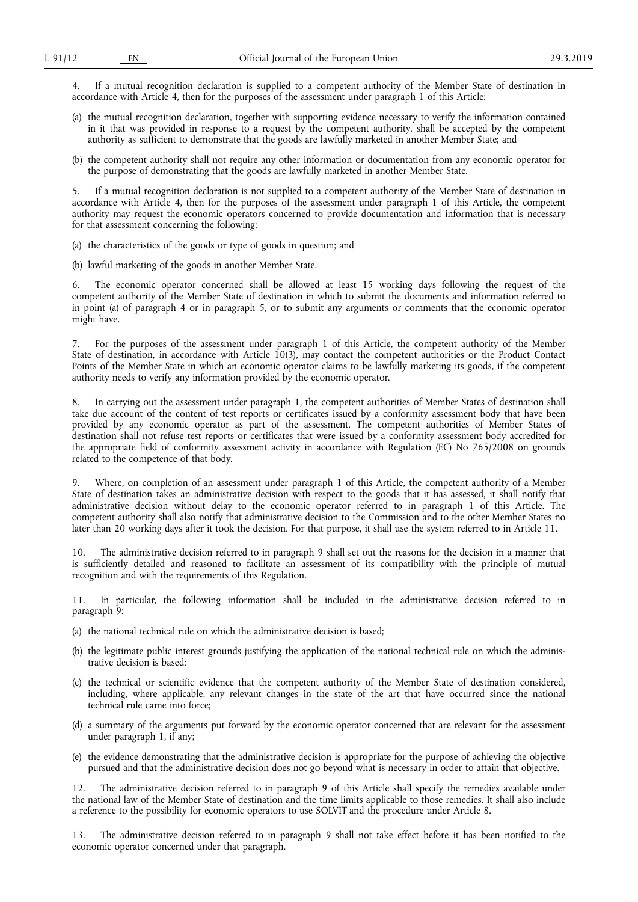4. If a mutual recognition declaration is supplied to a competent authority of the Member State of destination in accordance with Article 4, then for the purposes of the assessment under paragraph 1 of this Article:

(a) the mutual recognition declaration, together with supporting evidence necessary to verify the information contained in it that was provided in response to a request by the competent authority, shall be accepted by the competent authority as sufficient to demonstrate that the goods are lawfully marketed in another Member State; and

(b) the competent authority shall not require any other information or documentation from any economic operator for the purpose of demonstrating that the goods are lawfully marketed in another Member State.

5. If a mutual recognition declaration is not supplied to a competent authority of the Member State of destination in accordance with Article 4, then for the purposes of the assessment under paragraph 1 of this Article, the competent authority may request the economic operators concerned to provide documentation and information that is necessary for that assessment concerning the following:

(a) the characteristics of the goods or type of goods in question; and

(b) lawful marketing of the goods in another Member State.

6. The economic operator concerned shall be allowed at least 15 working days following the request of the competent authority of the Member State of destination in which to submit the documents and information referred to in point (a) of paragraph 4 or in paragraph 5, or to submit any arguments or comments that the economic operator might have.

7. For the purposes of the assessment under paragraph 1 of this Article, the competent authority of the Member State of destination, in accordance with Article 10(3), may contact the competent authorities or the Product Contact Points of the Member State in which an economic operator claims to be lawfully marketing its goods, if the competent authority needs to verify any information provided by the economic operator.

8. In carrying out the assessment under paragraph 1, the competent authorities of Member States of destination shall take due account of the content of test reports or certificates issued by a conformity assessment body that have been provided by any economic operator as part of the assessment. The competent authorities of Member States of destination shall not refuse test reports or certificates that were issued by a conformity assessment body accredited for the appropriate field of conformity assessment activity in accordance with Regulation (EC) No 765/2008 on grounds related to the competence of that body.

9. Where, on completion of an assessment under paragraph 1 of this Article, the competent authority of a Member State of destination takes an administrative decision with respect to the goods that it has assessed, it shall notify that administrative decision without delay to the economic operator referred to in paragraph 1 of this Article. The competent authority shall also notify that administrative decision to the Commission and to the other Member States no later than 20 working days after it took the decision. For that purpose, it shall use the system referred to in Article 11.

10. The administrative decision referred to in paragraph 9 shall set out the reasons for the decision in a manner that is sufficiently detailed and reasoned to facilitate an assessment of its compatibility with the principle of mutual recognition and with the requirements of this Regulation.

11. In particular, the following information shall be included in the administrative decision referred to in paragraph 9:

(a) the national technical rule on which the administrative decision is based;

(b) the legitimate public interest grounds justifying the application of the national technical rule on which the administrative decision is based;

(c) the technical or scientific evidence that the competent authority of the Member State of destination considered, including, where applicable, any relevant changes in the state of the art that have occurred since the national technical rule came into force;

(d) a summary of the arguments put forward by the economic operator concerned that are relevant for the assessment under paragraph 1, if any;

(e) the evidence demonstrating that the administrative decision is appropriate for the purpose of achieving the objective pursued and that the administrative decision does not go beyond what is necessary in order to attain that objective.

12. The administrative decision referred to in paragraph 9 of this Article shall specify the remedies available under the national law of the Member State of destination and the time limits applicable to those remedies. It shall also include a reference to the possibility for economic operators to use SOLVIT and the procedure under Article 8.

13. The administrative decision referred to in paragraph 9 shall not take effect before it has been notified to the economic operator concerned under that paragraph.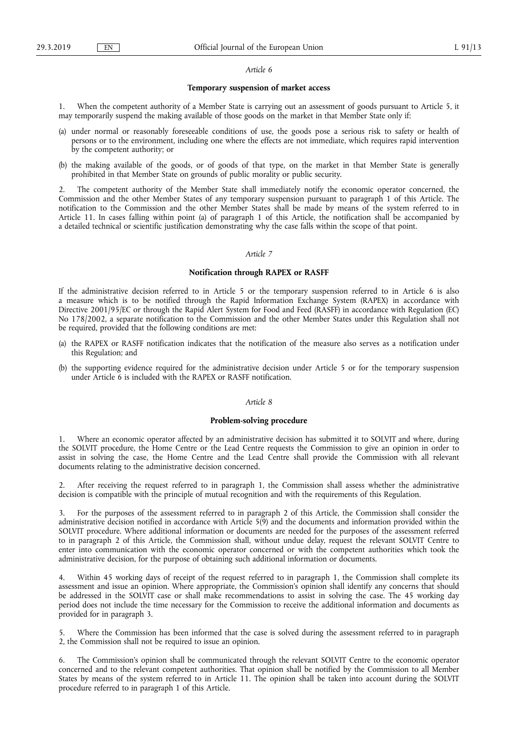*Article 6*

**Temporary suspension of market access**

1. When the competent authority of a Member State is carrying out an assessment of goods pursuant to Article 5, it may temporarily suspend the making available of those goods on the market in that Member State only if:

(a) under normal or reasonably foreseeable conditions of use, the goods pose a serious risk to safety or health of persons or to the environment, including one where the effects are not immediate, which requires rapid intervention by the competent authority; or

(b) the making available of the goods, or of goods of that type, on the market in that Member State is generally prohibited in that Member State on grounds of public morality or public security.

2. The competent authority of the Member State shall immediately notify the economic operator concerned, the Commission and the other Member States of any temporary suspension pursuant to paragraph 1 of this Article. The notification to the Commission and the other Member States shall be made by means of the system referred to in Article 11. In cases falling within point (a) of paragraph 1 of this Article, the notification shall be accompanied by a detailed technical or scientific justification demonstrating why the case falls within the scope of that point.

*Article 7*

**Notification through RAPEX or RASFF**

If the administrative decision referred to in Article 5 or the temporary suspension referred to in Article 6 is also a measure which is to be notified through the Rapid Information Exchange System (RAPEX) in accordance with Directive 2001/95/EC or through the Rapid Alert System for Food and Feed (RASFF) in accordance with Regulation (EC) No 178/2002, a separate notification to the Commission and the other Member States under this Regulation shall not be required, provided that the following conditions are met:

(a) the RAPEX or RASFF notification indicates that the notification of the measure also serves as a notification under this Regulation; and

(b) the supporting evidence required for the administrative decision under Article 5 or for the temporary suspension under Article 6 is included with the RAPEX or RASFF notification.

*Article 8*

**Problem-solving procedure**

1. Where an economic operator affected by an administrative decision has submitted it to SOLVIT and where, during the SOLVIT procedure, the Home Centre or the Lead Centre requests the Commission to give an opinion in order to assist in solving the case, the Home Centre and the Lead Centre shall provide the Commission with all relevant documents relating to the administrative decision concerned.

2. After receiving the request referred to in paragraph 1, the Commission shall assess whether the administrative decision is compatible with the principle of mutual recognition and with the requirements of this Regulation.

3. For the purposes of the assessment referred to in paragraph 2 of this Article, the Commission shall consider the administrative decision notified in accordance with Article 5(9) and the documents and information provided within the SOLVIT procedure. Where additional information or documents are needed for the purposes of the assessment referred to in paragraph 2 of this Article, the Commission shall, without undue delay, request the relevant SOLVIT Centre to enter into communication with the economic operator concerned or with the competent authorities which took the administrative decision, for the purpose of obtaining such additional information or documents.

4. Within 45 working days of receipt of the request referred to in paragraph 1, the Commission shall complete its assessment and issue an opinion. Where appropriate, the Commission's opinion shall identify any concerns that should be addressed in the SOLVIT case or shall make recommendations to assist in solving the case. The 45 working day period does not include the time necessary for the Commission to receive the additional information and documents as provided for in paragraph 3.

5. Where the Commission has been informed that the case is solved during the assessment referred to in paragraph 2, the Commission shall not be required to issue an opinion.

6. The Commission's opinion shall be communicated through the relevant SOLVIT Centre to the economic operator concerned and to the relevant competent authorities. That opinion shall be notified by the Commission to all Member States by means of the system referred to in Article 11. The opinion shall be taken into account during the SOLVIT procedure referred to in paragraph 1 of this Article.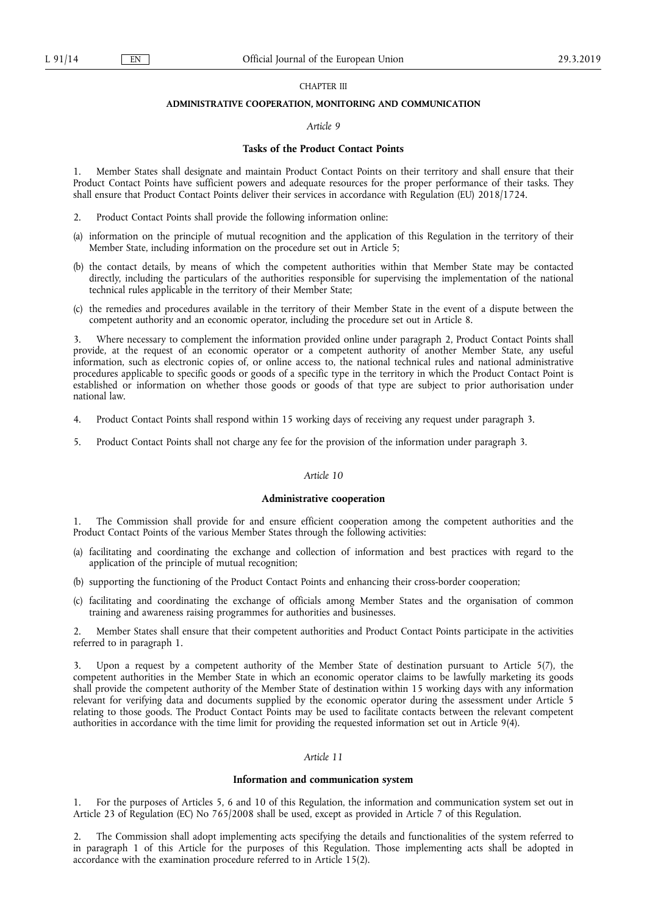## CHAPTER III

## ADMINISTRATIVE COOPERATION, MONITORING AND COMMUNICATION

### *Article 9*

### Tasks of the Product Contact Points

1. Member States shall designate and maintain Product Contact Points on their territory and shall ensure that their Product Contact Points have sufficient powers and adequate resources for the proper performance of their tasks. They shall ensure that Product Contact Points deliver their services in accordance with Regulation (EU) 2018/1724.

2. Product Contact Points shall provide the following information online:

(a) information on the principle of mutual recognition and the application of this Regulation in the territory of their Member State, including information on the procedure set out in Article 5;

(b) the contact details, by means of which the competent authorities within that Member State may be contacted directly, including the particulars of the authorities responsible for supervising the implementation of the national technical rules applicable in the territory of their Member State;

(c) the remedies and procedures available in the territory of their Member State in the event of a dispute between the competent authority and an economic operator, including the procedure set out in Article 8.

3. Where necessary to complement the information provided online under paragraph 2, Product Contact Points shall provide, at the request of an economic operator or a competent authority of another Member State, any useful information, such as electronic copies of, or online access to, the national technical rules and national administrative procedures applicable to specific goods or goods of a specific type in the territory in which the Product Contact Point is established or information on whether those goods or goods of that type are subject to prior authorisation under national law.

4. Product Contact Points shall respond within 15 working days of receiving any request under paragraph 3.

5. Product Contact Points shall not charge any fee for the provision of the information under paragraph 3.

### *Article 10*

### Administrative cooperation

1. The Commission shall provide for and ensure efficient cooperation among the competent authorities and the Product Contact Points of the various Member States through the following activities:

(a) facilitating and coordinating the exchange and collection of information and best practices with regard to the application of the principle of mutual recognition;

(b) supporting the functioning of the Product Contact Points and enhancing their cross-border cooperation;

(c) facilitating and coordinating the exchange of officials among Member States and the organisation of common training and awareness raising programmes for authorities and businesses.

2. Member States shall ensure that their competent authorities and Product Contact Points participate in the activities referred to in paragraph 1.

3. Upon a request by a competent authority of the Member State of destination pursuant to Article 5(7), the competent authorities in the Member State in which an economic operator claims to be lawfully marketing its goods shall provide the competent authority of the Member State of destination within 15 working days with any information relevant for verifying data and documents supplied by the economic operator during the assessment under Article 5 relating to those goods. The Product Contact Points may be used to facilitate contacts between the relevant competent authorities in accordance with the time limit for providing the requested information set out in Article 9(4).

### *Article 11*

### Information and communication system

1. For the purposes of Articles 5, 6 and 10 of this Regulation, the information and communication system set out in Article 23 of Regulation (EC) No 765/2008 shall be used, except as provided in Article 7 of this Regulation.

2. The Commission shall adopt implementing acts specifying the details and functionalities of the system referred to in paragraph 1 of this Article for the purposes of this Regulation. Those implementing acts shall be adopted in accordance with the examination procedure referred to in Article 15(2).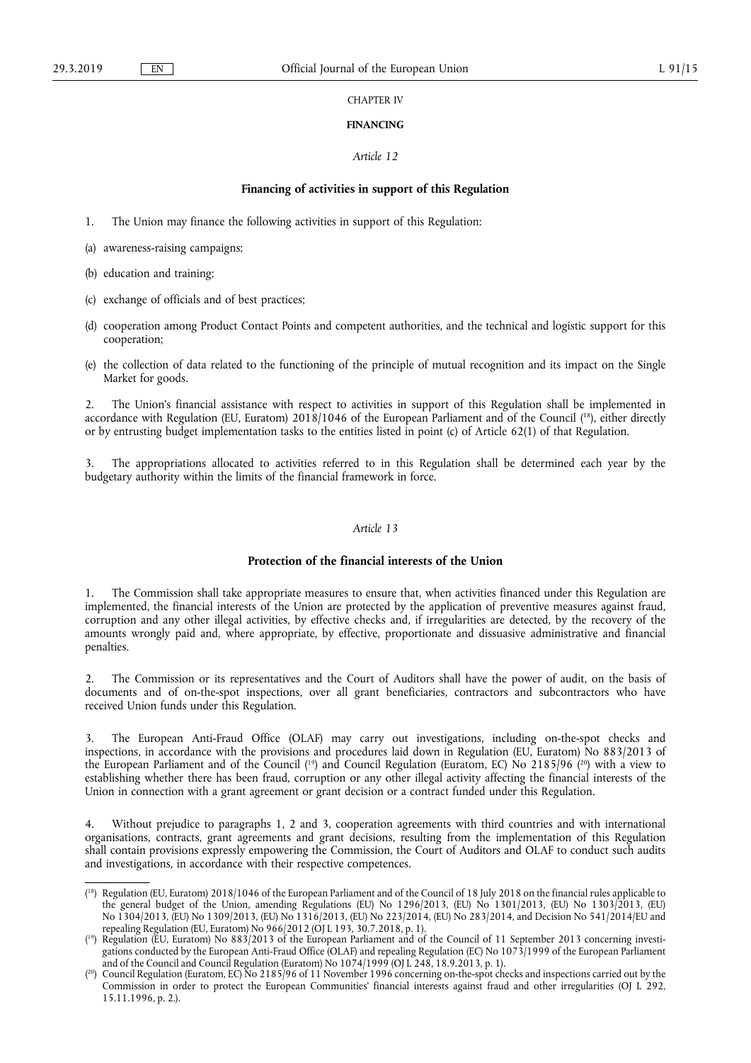CHAPTER IV

**FINANCING**

*Article 12*

**Financing of activities in support of this Regulation**

1. The Union may finance the following activities in support of this Regulation:

(a) awareness-raising campaigns;

(b) education and training;

(c) exchange of officials and of best practices;

(d) cooperation among Product Contact Points and competent authorities, and the technical and logistic support for this cooperation;

(e) the collection of data related to the functioning of the principle of mutual recognition and its impact on the Single Market for goods.

2. The Union's financial assistance with respect to activities in support of this Regulation shall be implemented in accordance with Regulation (EU, Euratom) 2018/1046 of the European Parliament and of the Council ([18]), either directly or by entrusting budget implementation tasks to the entities listed in point (c) of Article 62(1) of that Regulation.

3. The appropriations allocated to activities referred to in this Regulation shall be determined each year by the budgetary authority within the limits of the financial framework in force.

*Article 13*

**Protection of the financial interests of the Union**

1. The Commission shall take appropriate measures to ensure that, when activities financed under this Regulation are implemented, the financial interests of the Union are protected by the application of preventive measures against fraud, corruption and any other illegal activities, by effective checks and, if irregularities are detected, by the recovery of the amounts wrongly paid and, where appropriate, by effective, proportionate and dissuasive administrative and financial penalties.

2. The Commission or its representatives and the Court of Auditors shall have the power of audit, on the basis of documents and of on-the-spot inspections, over all grant beneficiaries, contractors and subcontractors who have received Union funds under this Regulation.

3. The European Anti-Fraud Office (OLAF) may carry out investigations, including on-the-spot checks and inspections, in accordance with the provisions and procedures laid down in Regulation (EU, Euratom) No 883/2013 of the European Parliament and of the Council ([19]) and Council Regulation (Euratom, EC) No 2185/96 ([20]) with a view to establishing whether there has been fraud, corruption or any other illegal activity affecting the financial interests of the Union in connection with a grant agreement or grant decision or a contract funded under this Regulation.

4. Without prejudice to paragraphs 1, 2 and 3, cooperation agreements with third countries and with international organisations, contracts, grant agreements and grant decisions, resulting from the implementation of this Regulation shall contain provisions expressly empowering the Commission, the Court of Auditors and OLAF to conduct such audits and investigations, in accordance with their respective competences.

---

([18]) Regulation (EU, Euratom) 2018/1046 of the European Parliament and of the Council of 18 July 2018 on the financial rules applicable to the general budget of the Union, amending Regulations (EU) No 1296/2013, (EU) No 1301/2013, (EU) No 1303/2013, (EU) No 1304/2013, (EU) No 1309/2013, (EU) No 1316/2013, (EU) No 223/2014, (EU) No 283/2014, and Decision No 541/2014/EU and repealing Regulation (EU, Euratom) No 966/2012 (OJ L 193, 30.7.2018, p. 1).

([19]) Regulation (EU, Euratom) No 883/2013 of the European Parliament and of the Council of 11 September 2013 concerning investigations conducted by the European Anti-Fraud Office (OLAF) and repealing Regulation (EC) No 1073/1999 of the European Parliament and of the Council and Council Regulation (Euratom) No 1074/1999 (OJ L 248, 18.9.2013, p. 1).

([20]) Council Regulation (Euratom, EC) No 2185/96 of 11 November 1996 concerning on-the-spot checks and inspections carried out by the Commission in order to protect the European Communities' financial interests against fraud and other irregularities (OJ L 292, 15.11.1996, p. 2.).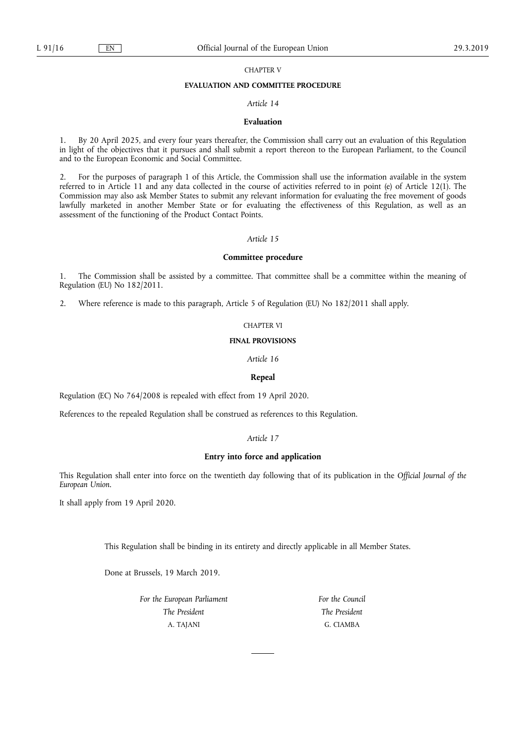## CHAPTER V

## EVALUATION AND COMMITTEE PROCEDURE

### *Article 14*

### **Evaluation**

1. By 20 April 2025, and every four years thereafter, the Commission shall carry out an evaluation of this Regulation in light of the objectives that it pursues and shall submit a report thereon to the European Parliament, to the Council and to the European Economic and Social Committee.

2. For the purposes of paragraph 1 of this Article, the Commission shall use the information available in the system referred to in Article 11 and any data collected in the course of activities referred to in point (e) of Article 12(1). The Commission may also ask Member States to submit any relevant information for evaluating the free movement of goods lawfully marketed in another Member State or for evaluating the effectiveness of this Regulation, as well as an assessment of the functioning of the Product Contact Points.

### *Article 15*

### **Committee procedure**

1. The Commission shall be assisted by a committee. That committee shall be a committee within the meaning of Regulation (EU) No 182/2011.

2. Where reference is made to this paragraph, Article 5 of Regulation (EU) No 182/2011 shall apply.

## CHAPTER VI

## FINAL PROVISIONS

### *Article 16*

### **Repeal**

Regulation (EC) No 764/2008 is repealed with effect from 19 April 2020.

References to the repealed Regulation shall be construed as references to this Regulation.

### *Article 17*

### **Entry into force and application**

This Regulation shall enter into force on the twentieth day following that of its publication in the *Official Journal of the European Union*.

It shall apply from 19 April 2020.

This Regulation shall be binding in its entirety and directly applicable in all Member States.

Done at Brussels, 19 March 2019.

| *For the European Parliament* | *For the Council* |
|---|---|
| *The President* | *The President* |
| A. TAJANI | G. CIAMBA |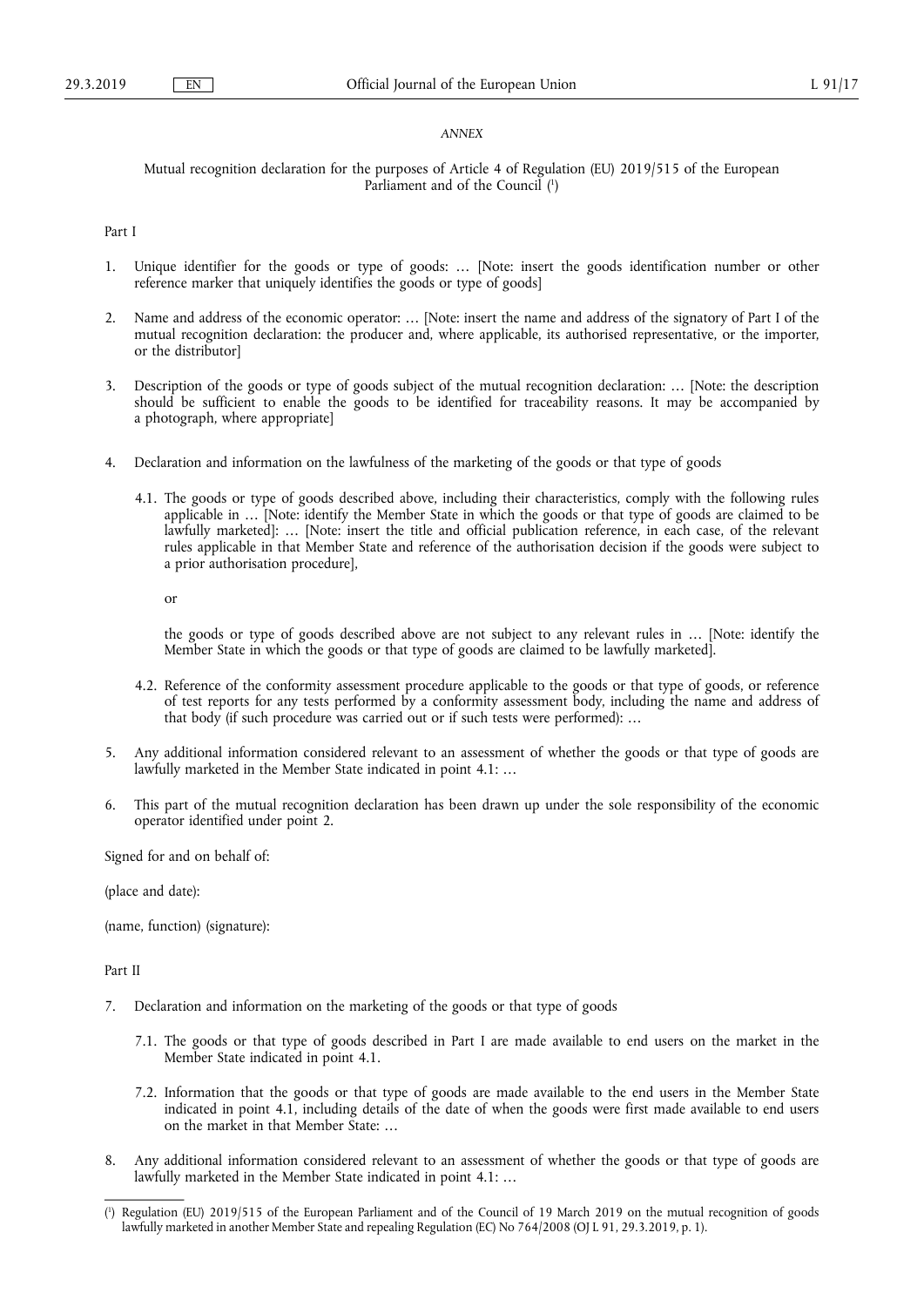*ANNEX*

Mutual recognition declaration for the purposes of Article 4 of Regulation (EU) 2019/515 of the European Parliament and of the Council ([1])

Part I

1. Unique identifier for the goods or type of goods: … [Note: insert the goods identification number or other reference marker that uniquely identifies the goods or type of goods]

2. Name and address of the economic operator: … [Note: insert the name and address of the signatory of Part I of the mutual recognition declaration: the producer and, where applicable, its authorised representative, or the importer, or the distributor]

3. Description of the goods or type of goods subject of the mutual recognition declaration: … [Note: the description should be sufficient to enable the goods to be identified for traceability reasons. It may be accompanied by a photograph, where appropriate]

4. Declaration and information on the lawfulness of the marketing of the goods or that type of goods

   4.1. The goods or type of goods described above, including their characteristics, comply with the following rules applicable in … [Note: identify the Member State in which the goods or that type of goods are claimed to be lawfully marketed]: … [Note: insert the title and official publication reference, in each case, of the relevant rules applicable in that Member State and reference of the authorisation decision if the goods were subject to a prior authorisation procedure],

   or

   the goods or type of goods described above are not subject to any relevant rules in … [Note: identify the Member State in which the goods or that type of goods are claimed to be lawfully marketed].

   4.2. Reference of the conformity assessment procedure applicable to the goods or that type of goods, or reference of test reports for any tests performed by a conformity assessment body, including the name and address of that body (if such procedure was carried out or if such tests were performed): …

5. Any additional information considered relevant to an assessment of whether the goods or that type of goods are lawfully marketed in the Member State indicated in point 4.1: …

6. This part of the mutual recognition declaration has been drawn up under the sole responsibility of the economic operator identified under point 2.

Signed for and on behalf of:

(place and date):

(name, function) (signature):

Part II

7. Declaration and information on the marketing of the goods or that type of goods

   7.1. The goods or that type of goods described in Part I are made available to end users on the market in the Member State indicated in point 4.1.

   7.2. Information that the goods or that type of goods are made available to the end users in the Member State indicated in point 4.1, including details of the date of when the goods were first made available to end users on the market in that Member State: …

8. Any additional information considered relevant to an assessment of whether the goods or that type of goods are lawfully marketed in the Member State indicated in point 4.1: …

---

([1]) Regulation (EU) 2019/515 of the European Parliament and of the Council of 19 March 2019 on the mutual recognition of goods lawfully marketed in another Member State and repealing Regulation (EC) No 764/2008 (OJ L 91, 29.3.2019, p. 1).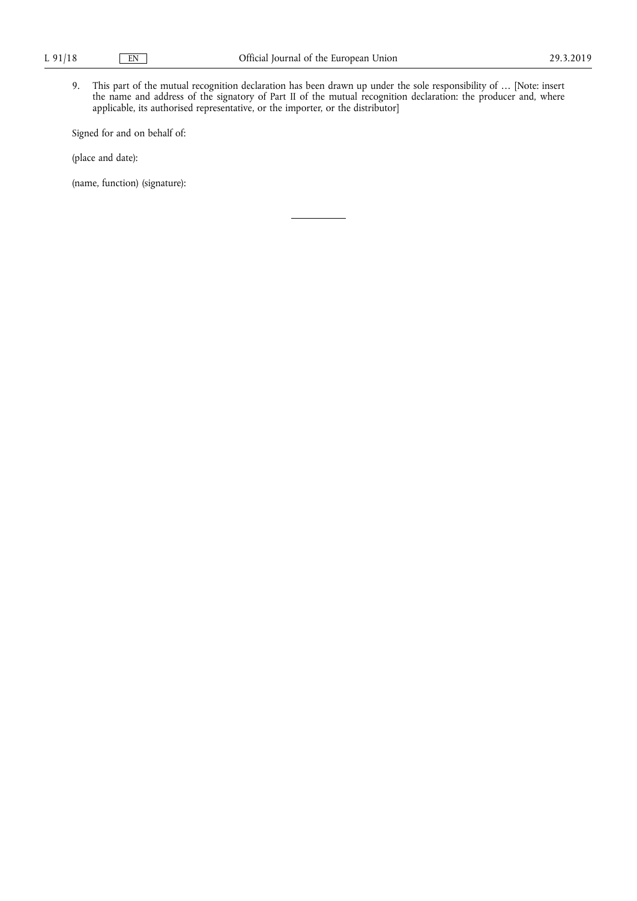9. This part of the mutual recognition declaration has been drawn up under the sole responsibility of … [Note: insert the name and address of the signatory of Part II of the mutual recognition declaration: the producer and, where applicable, its authorised representative, or the importer, or the distributor]

Signed for and on behalf of:

(place and date):

(name, function) (signature):